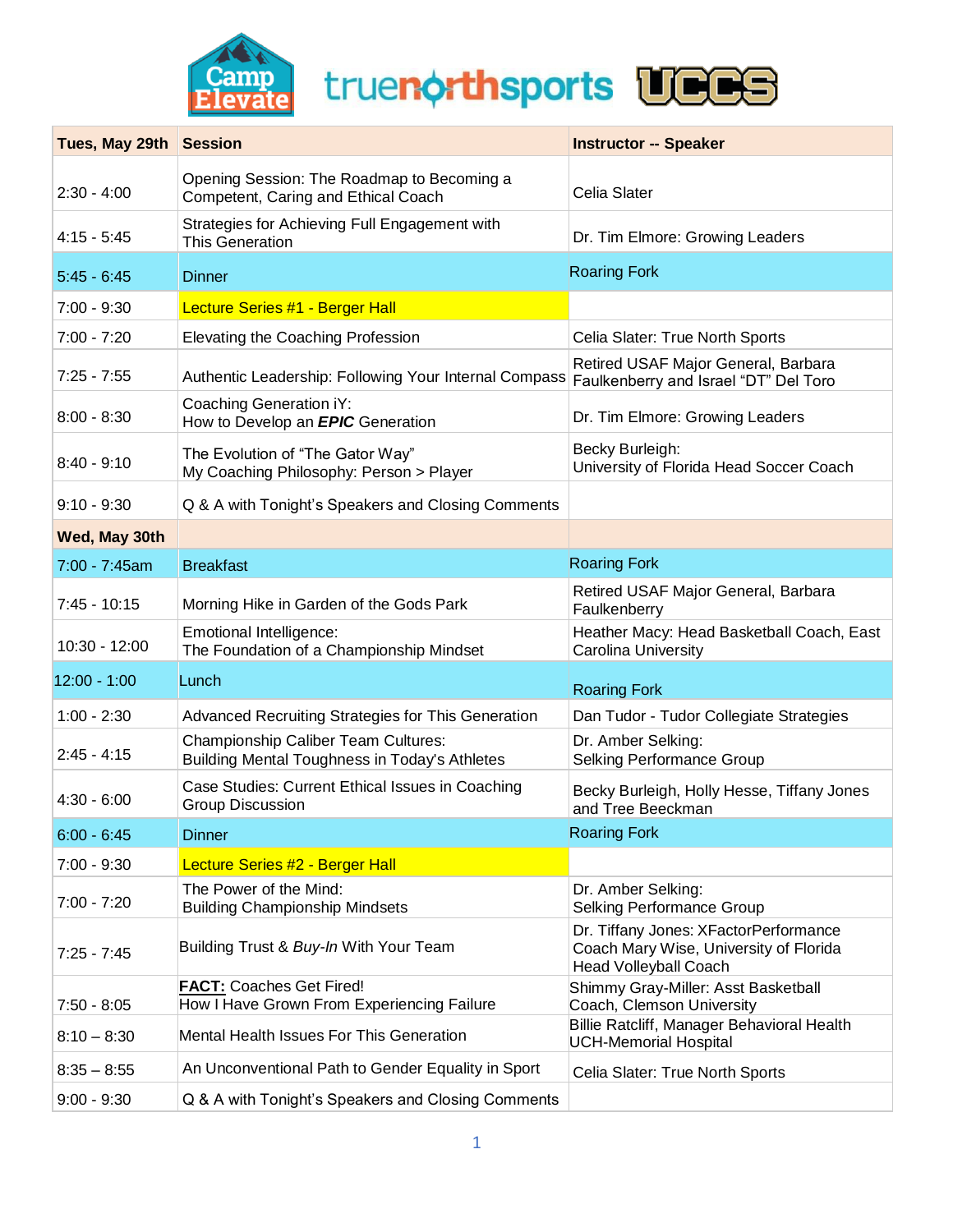Camp Elevate truenorthsports UCCS

| Tues, May 29th | Session | Instructor -- Speaker |
|---|---|---|
| 2:30 - 4:00 | Opening Session: The Roadmap to Becoming a Competent, Caring and Ethical Coach | Celia Slater |
| 4:15 - 5:45 | Strategies for Achieving Full Engagement with This Generation | Dr. Tim Elmore: Growing Leaders |
| 5:45 - 6:45 | Dinner | Roaring Fork |
| 7:00 - 9:30 | Lecture Series #1 - Berger Hall | |
| 7:00 - 7:20 | Elevating the Coaching Profession | Celia Slater: True North Sports |
| 7:25 - 7:55 | Authentic Leadership: Following Your Internal Compass | Retired USAF Major General, Barbara Faulkenberry and Israel "DT" Del Toro |
| 8:00 - 8:30 | Coaching Generation iY: How to Develop an ***EPIC*** Generation | Dr. Tim Elmore: Growing Leaders |
| 8:40 - 9:10 | The Evolution of "The Gator Way" My Coaching Philosophy: Person > Player | Becky Burleigh: University of Florida Head Soccer Coach |
| 9:10 - 9:30 | Q & A with Tonight's Speakers and Closing Comments | |
| **Wed, May 30th** | | |
| 7:00 - 7:45am | Breakfast | Roaring Fork |
| 7:45 - 10:15 | Morning Hike in Garden of the Gods Park | Retired USAF Major General, Barbara Faulkenberry |
| 10:30 - 12:00 | Emotional Intelligence: The Foundation of a Championship Mindset | Heather Macy: Head Basketball Coach, East Carolina University |
| 12:00 - 1:00 | Lunch | Roaring Fork |
| 1:00 - 2:30 | Advanced Recruiting Strategies for This Generation | Dan Tudor - Tudor Collegiate Strategies |
| 2:45 - 4:15 | Championship Caliber Team Cultures: Building Mental Toughness in Today's Athletes | Dr. Amber Selking: Selking Performance Group |
| 4:30 - 6:00 | Case Studies: Current Ethical Issues in Coaching Group Discussion | Becky Burleigh, Holly Hesse, Tiffany Jones and Tree Beeckman |
| 6:00 - 6:45 | Dinner | Roaring Fork |
| 7:00 - 9:30 | Lecture Series #2 - Berger Hall | |
| 7:00 - 7:20 | The Power of the Mind: Building Championship Mindsets | Dr. Amber Selking: Selking Performance Group |
| 7:25 - 7:45 | Building Trust & *Buy-In* With Your Team | Dr. Tiffany Jones: XFactorPerformance Coach Mary Wise, University of Florida Head Volleyball Coach |
| 7:50 - 8:05 | **FACT:** Coaches Get Fired! How I Have Grown From Experiencing Failure | Shimmy Gray-Miller: Asst Basketball Coach, Clemson University |
| 8:10 – 8:30 | Mental Health Issues For This Generation | Billie Ratcliff, Manager Behavioral Health UCH-Memorial Hospital |
| 8:35 – 8:55 | An Unconventional Path to Gender Equality in Sport | Celia Slater: True North Sports |
| 9:00 - 9:30 | Q & A with Tonight's Speakers and Closing Comments | |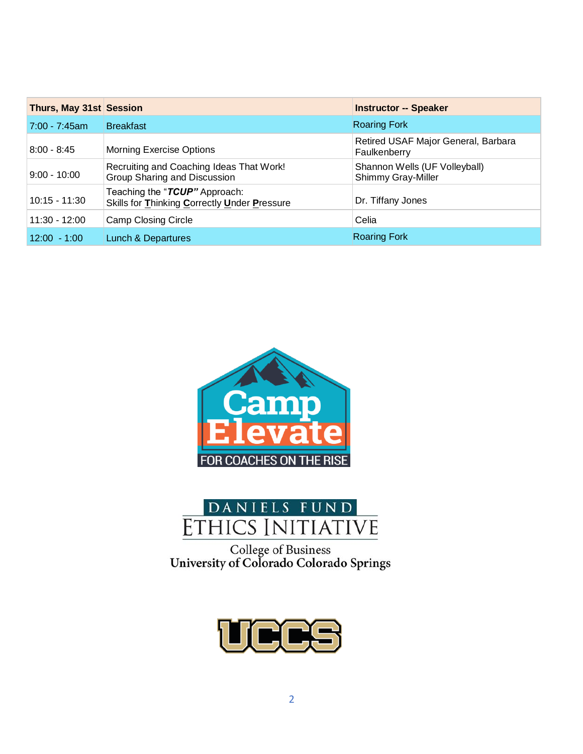| Thurs, May 31st | Session | Instructor -- Speaker |
| --- | --- | --- |
| 7:00 - 7:45am | Breakfast | Roaring Fork |
| 8:00 - 8:45 | Morning Exercise Options | Retired USAF Major General, Barbara Faulkenberry |
| 9:00 - 10:00 | Recruiting and Coaching Ideas That Work!<br>Group Sharing and Discussion | Shannon Wells (UF Volleyball)<br>Shimmy Gray-Miller |
| 10:15 - 11:30 | Teaching the "***TCUP"*** Approach:<br>Skills for **T**hinking **C**orrectly **U**nder **P**ressure | Dr. Tiffany Jones |
| 11:30 - 12:00 | Camp Closing Circle | Celia |
| 12:00 - 1:00 | Lunch & Departures | Roaring Fork |

Camp Elevate
FOR COACHES ON THE RISE

DANIELS FUND
ETHICS INITIATIVE
College of Business
University of Colorado Colorado Springs

UCCS